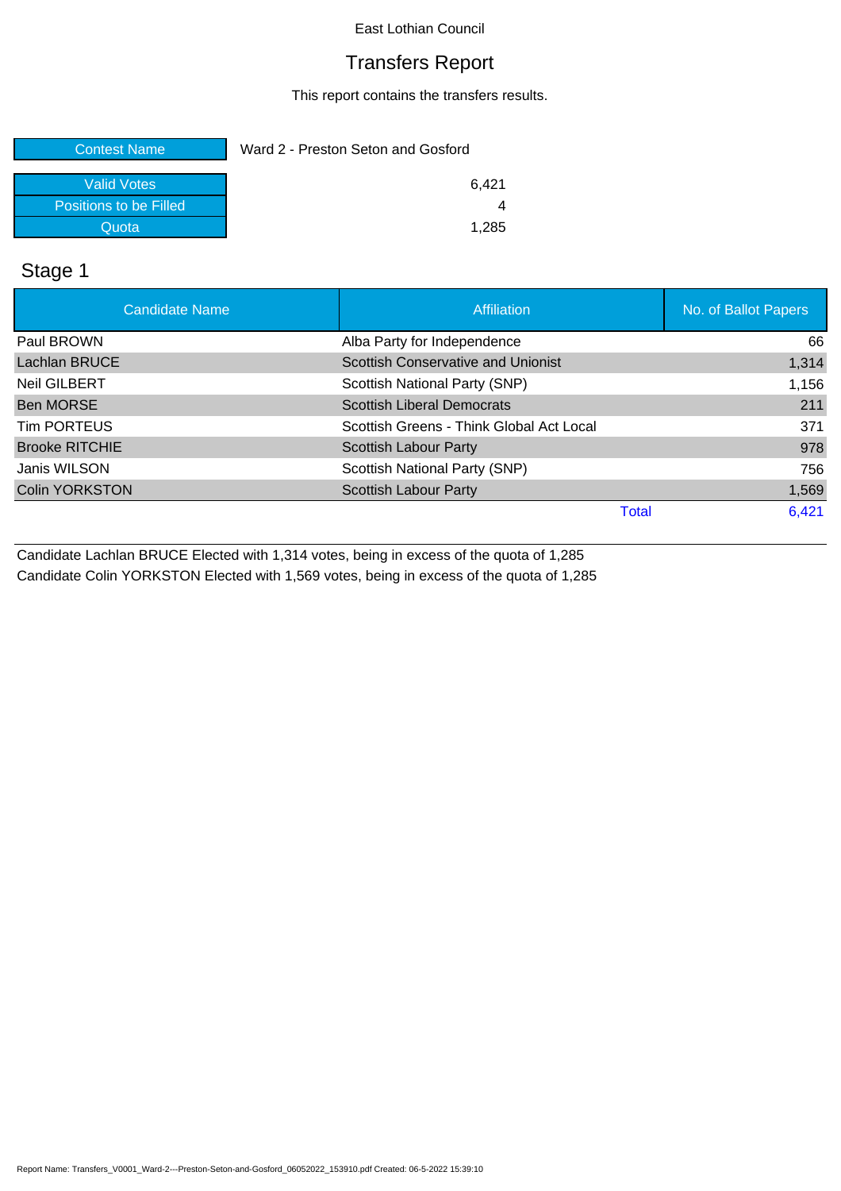East Lothian Council

# Transfers Report

This report contains the transfers results.

| Contest Name | Ward 2 - Preston Seton and Gosford |
| --- | --- |
| Valid Votes | 6,421 |
| Positions to be Filled | 4 |
| Quota | 1,285 |

## Stage 1

| Candidate Name | Affiliation | No. of Ballot Papers |
| --- | --- | --- |
| Paul BROWN | Alba Party for Independence | 66 |
| Lachlan BRUCE | Scottish Conservative and Unionist | 1,314 |
| Neil GILBERT | Scottish National Party (SNP) | 1,156 |
| Ben MORSE | Scottish Liberal Democrats | 211 |
| Tim PORTEUS | Scottish Greens - Think Global Act Local | 371 |
| Brooke RITCHIE | Scottish Labour Party | 978 |
| Janis WILSON | Scottish National Party (SNP) | 756 |
| Colin YORKSTON | Scottish Labour Party | 1,569 |
| | Total | 6,421 |

Candidate Lachlan BRUCE Elected with 1,314 votes, being in excess of the quota of 1,285

Candidate Colin YORKSTON Elected with 1,569 votes, being in excess of the quota of 1,285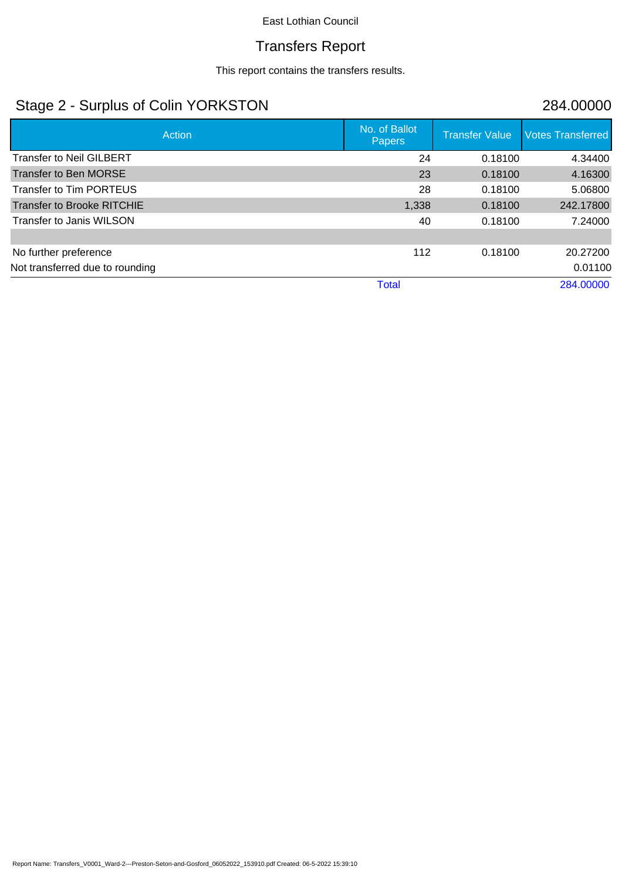East Lothian Council

# Transfers Report

This report contains the transfers results.

## Stage 2 - Surplus of Colin YORKSTON 284.00000

| Action | No. of Ballot Papers | Transfer Value | Votes Transferred |
|---|---|---|---|
| Transfer to Neil GILBERT | 24 | 0.18100 | 4.34400 |
| Transfer to Ben MORSE | 23 | 0.18100 | 4.16300 |
| Transfer to Tim PORTEUS | 28 | 0.18100 | 5.06800 |
| Transfer to Brooke RITCHIE | 1,338 | 0.18100 | 242.17800 |
| Transfer to Janis WILSON | 40 | 0.18100 | 7.24000 |
| | | | |
| No further preference | 112 | 0.18100 | 20.27200 |
| Not transferred due to rounding | | | 0.01100 |
| | Total | | 284.00000 |

Report Name: Transfers_V0001_Ward-2---Preston-Seton-and-Gosford_06052022_153910.pdf Created: 06-5-2022 15:39:10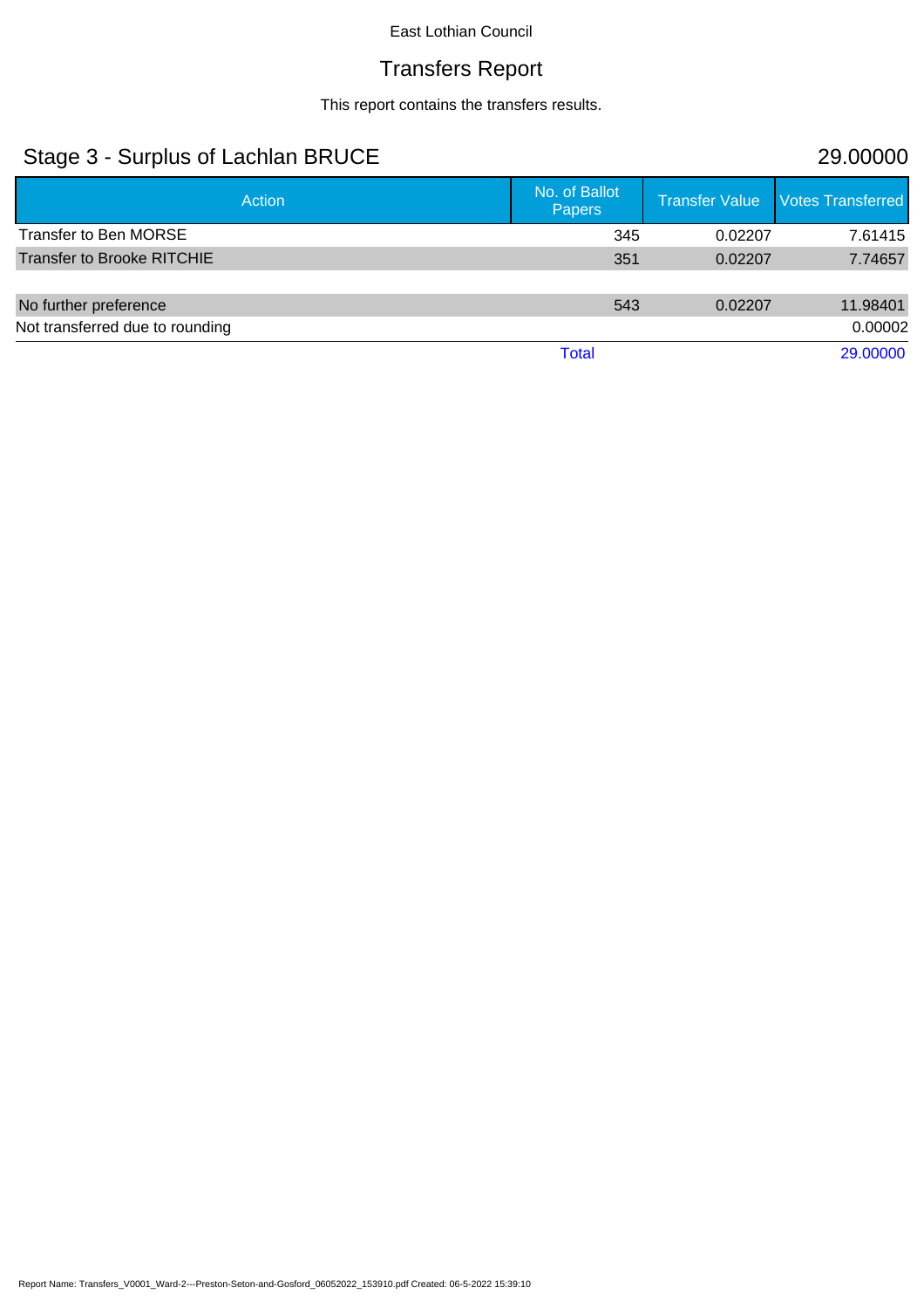East Lothian Council

# Transfers Report

This report contains the transfers results.

## Stage 3 - Surplus of Lachlan BRUCE

29.00000

| Action | No. of Ballot Papers | Transfer Value | Votes Transferred |
|---|---|---|---|
| Transfer to Ben MORSE | 345 | 0.02207 | 7.61415 |
| Transfer to Brooke RITCHIE | 351 | 0.02207 | 7.74657 |
| | | | |
| No further preference | 543 | 0.02207 | 11.98401 |
| Not transferred due to rounding | | | 0.00002 |
| | Total | | 29.00000 |

Report Name: Transfers_V0001_Ward-2---Preston-Seton-and-Gosford_06052022_153910.pdf Created: 06-5-2022 15:39:10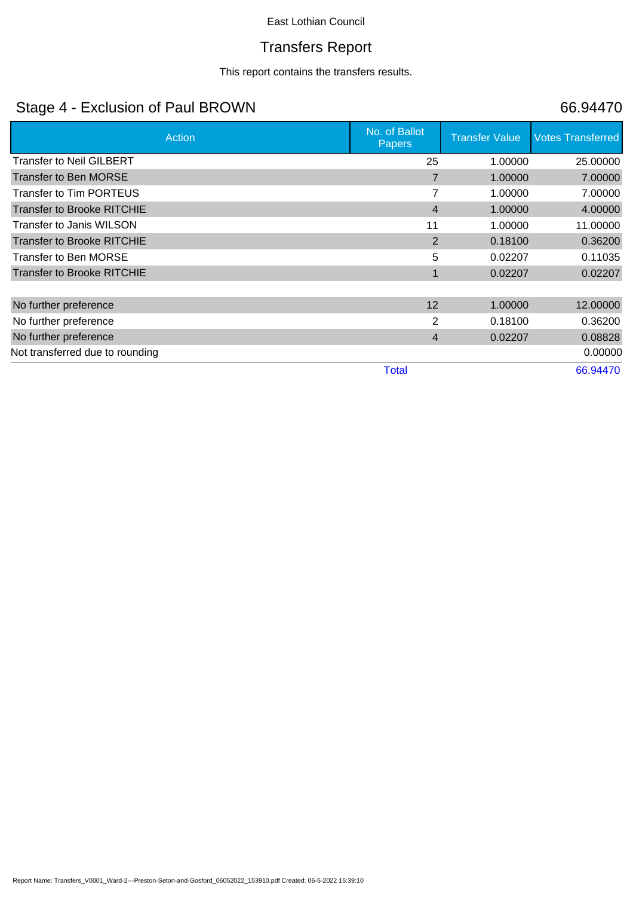East Lothian Council

# Transfers Report

This report contains the transfers results.

## Stage 4 - Exclusion of Paul BROWN — 66.94470

| Action | No. of Ballot Papers | Transfer Value | Votes Transferred |
|---|---|---|---|
| Transfer to Neil GILBERT | 25 | 1.00000 | 25.00000 |
| Transfer to Ben MORSE | 7 | 1.00000 | 7.00000 |
| Transfer to Tim PORTEUS | 7 | 1.00000 | 7.00000 |
| Transfer to Brooke RITCHIE | 4 | 1.00000 | 4.00000 |
| Transfer to Janis WILSON | 11 | 1.00000 | 11.00000 |
| Transfer to Brooke RITCHIE | 2 | 0.18100 | 0.36200 |
| Transfer to Ben MORSE | 5 | 0.02207 | 0.11035 |
| Transfer to Brooke RITCHIE | 1 | 0.02207 | 0.02207 |
| | | | |
| No further preference | 12 | 1.00000 | 12.00000 |
| No further preference | 2 | 0.18100 | 0.36200 |
| No further preference | 4 | 0.02207 | 0.08828 |
| Not transferred due to rounding | | | 0.00000 |
| | Total | | 66.94470 |

Report Name: Transfers_V0001_Ward-2---Preston-Seton-and-Gosford_06052022_153910.pdf Created: 06-5-2022 15:39:10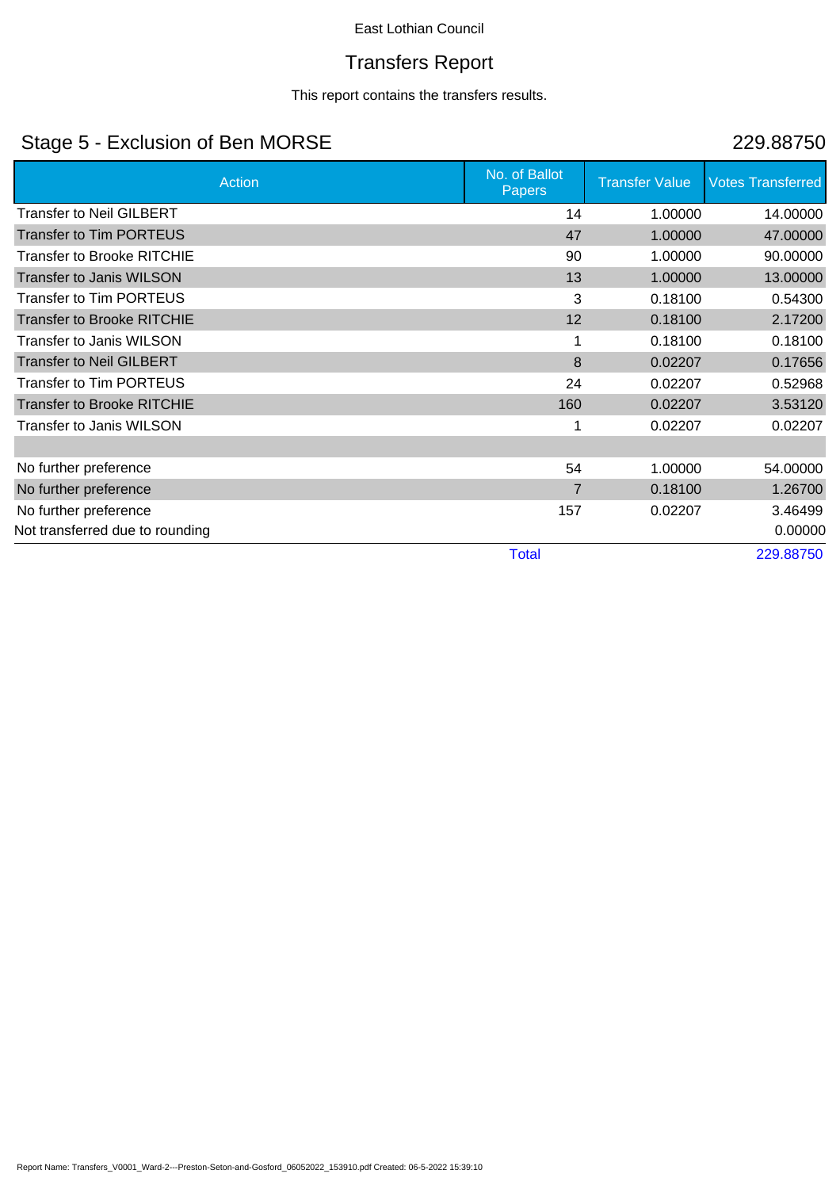East Lothian Council

# Transfers Report

This report contains the transfers results.

## Stage 5 - Exclusion of Ben MORSE

229.88750

| Action | No. of Ballot Papers | Transfer Value | Votes Transferred |
|---|---|---|---|
| Transfer to Neil GILBERT | 14 | 1.00000 | 14.00000 |
| Transfer to Tim PORTEUS | 47 | 1.00000 | 47.00000 |
| Transfer to Brooke RITCHIE | 90 | 1.00000 | 90.00000 |
| Transfer to Janis WILSON | 13 | 1.00000 | 13.00000 |
| Transfer to Tim PORTEUS | 3 | 0.18100 | 0.54300 |
| Transfer to Brooke RITCHIE | 12 | 0.18100 | 2.17200 |
| Transfer to Janis WILSON | 1 | 0.18100 | 0.18100 |
| Transfer to Neil GILBERT | 8 | 0.02207 | 0.17656 |
| Transfer to Tim PORTEUS | 24 | 0.02207 | 0.52968 |
| Transfer to Brooke RITCHIE | 160 | 0.02207 | 3.53120 |
| Transfer to Janis WILSON | 1 | 0.02207 | 0.02207 |
| | | | |
| No further preference | 54 | 1.00000 | 54.00000 |
| No further preference | 7 | 0.18100 | 1.26700 |
| No further preference | 157 | 0.02207 | 3.46499 |
| Not transferred due to rounding | | | 0.00000 |
| | Total | | 229.88750 |

Report Name: Transfers_V0001_Ward-2---Preston-Seton-and-Gosford_06052022_153910.pdf Created: 06-5-2022 15:39:10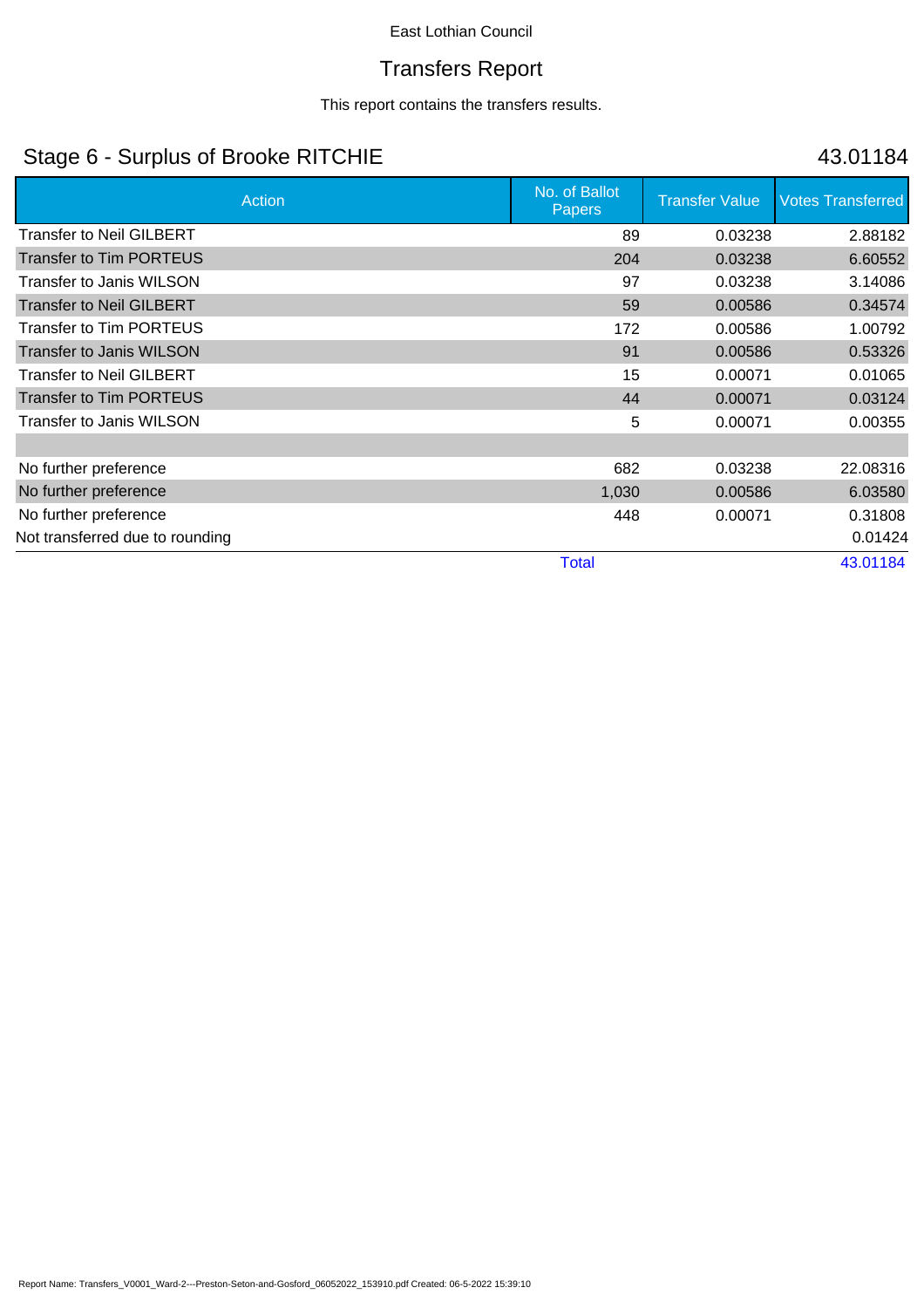East Lothian Council

# Transfers Report

This report contains the transfers results.

## Stage 6 - Surplus of Brooke RITCHIE

43.01184

| Action | No. of Ballot Papers | Transfer Value | Votes Transferred |
|---|---|---|---|
| Transfer to Neil GILBERT | 89 | 0.03238 | 2.88182 |
| Transfer to Tim PORTEUS | 204 | 0.03238 | 6.60552 |
| Transfer to Janis WILSON | 97 | 0.03238 | 3.14086 |
| Transfer to Neil GILBERT | 59 | 0.00586 | 0.34574 |
| Transfer to Tim PORTEUS | 172 | 0.00586 | 1.00792 |
| Transfer to Janis WILSON | 91 | 0.00586 | 0.53326 |
| Transfer to Neil GILBERT | 15 | 0.00071 | 0.01065 |
| Transfer to Tim PORTEUS | 44 | 0.00071 | 0.03124 |
| Transfer to Janis WILSON | 5 | 0.00071 | 0.00355 |
| | | | |
| No further preference | 682 | 0.03238 | 22.08316 |
| No further preference | 1,030 | 0.00586 | 6.03580 |
| No further preference | 448 | 0.00071 | 0.31808 |
| Not transferred due to rounding | | | 0.01424 |
| | Total | | 43.01184 |

Report Name: Transfers_V0001_Ward-2---Preston-Seton-and-Gosford_06052022_153910.pdf Created: 06-5-2022 15:39:10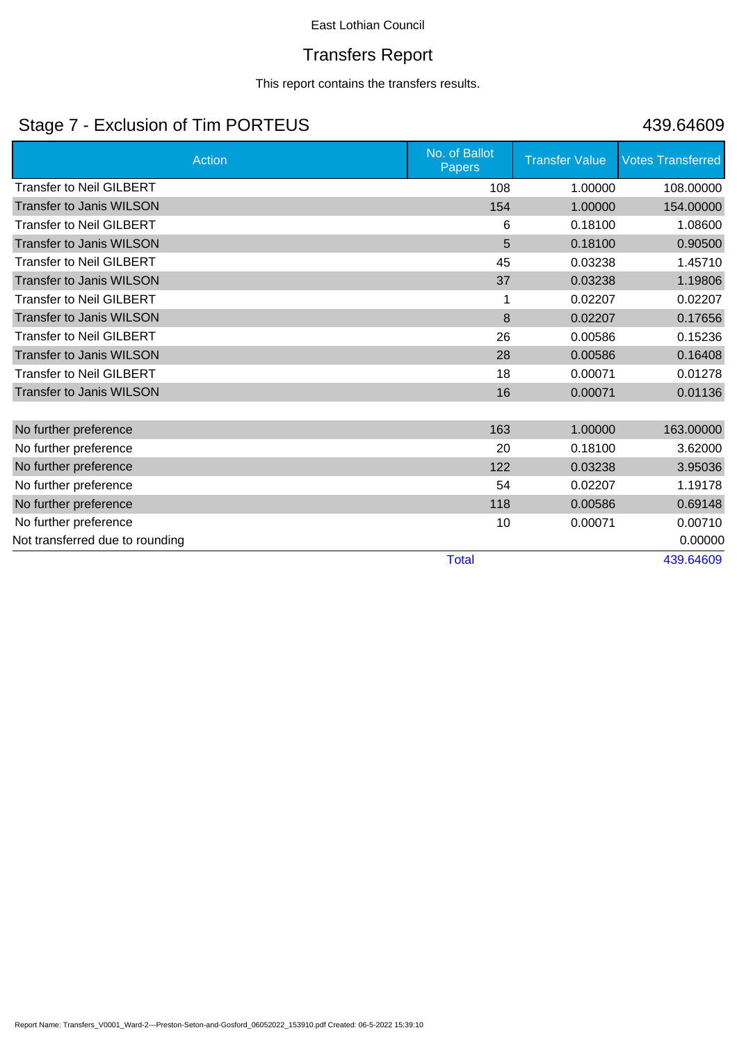East Lothian Council

# Transfers Report

This report contains the transfers results.

## Stage 7 - Exclusion of Tim PORTEUS

439.64609

| Action | No. of Ballot Papers | Transfer Value | Votes Transferred |
|---|---|---|---|
| Transfer to Neil GILBERT | 108 | 1.00000 | 108.00000 |
| Transfer to Janis WILSON | 154 | 1.00000 | 154.00000 |
| Transfer to Neil GILBERT | 6 | 0.18100 | 1.08600 |
| Transfer to Janis WILSON | 5 | 0.18100 | 0.90500 |
| Transfer to Neil GILBERT | 45 | 0.03238 | 1.45710 |
| Transfer to Janis WILSON | 37 | 0.03238 | 1.19806 |
| Transfer to Neil GILBERT | 1 | 0.02207 | 0.02207 |
| Transfer to Janis WILSON | 8 | 0.02207 | 0.17656 |
| Transfer to Neil GILBERT | 26 | 0.00586 | 0.15236 |
| Transfer to Janis WILSON | 28 | 0.00586 | 0.16408 |
| Transfer to Neil GILBERT | 18 | 0.00071 | 0.01278 |
| Transfer to Janis WILSON | 16 | 0.00071 | 0.01136 |
| | | | |
| No further preference | 163 | 1.00000 | 163.00000 |
| No further preference | 20 | 0.18100 | 3.62000 |
| No further preference | 122 | 0.03238 | 3.95036 |
| No further preference | 54 | 0.02207 | 1.19178 |
| No further preference | 118 | 0.00586 | 0.69148 |
| No further preference | 10 | 0.00071 | 0.00710 |
| Not transferred due to rounding | | | 0.00000 |
| | Total | | 439.64609 |

Report Name: Transfers_V0001_Ward-2---Preston-Seton-and-Gosford_06052022_153910.pdf Created: 06-5-2022 15:39:10